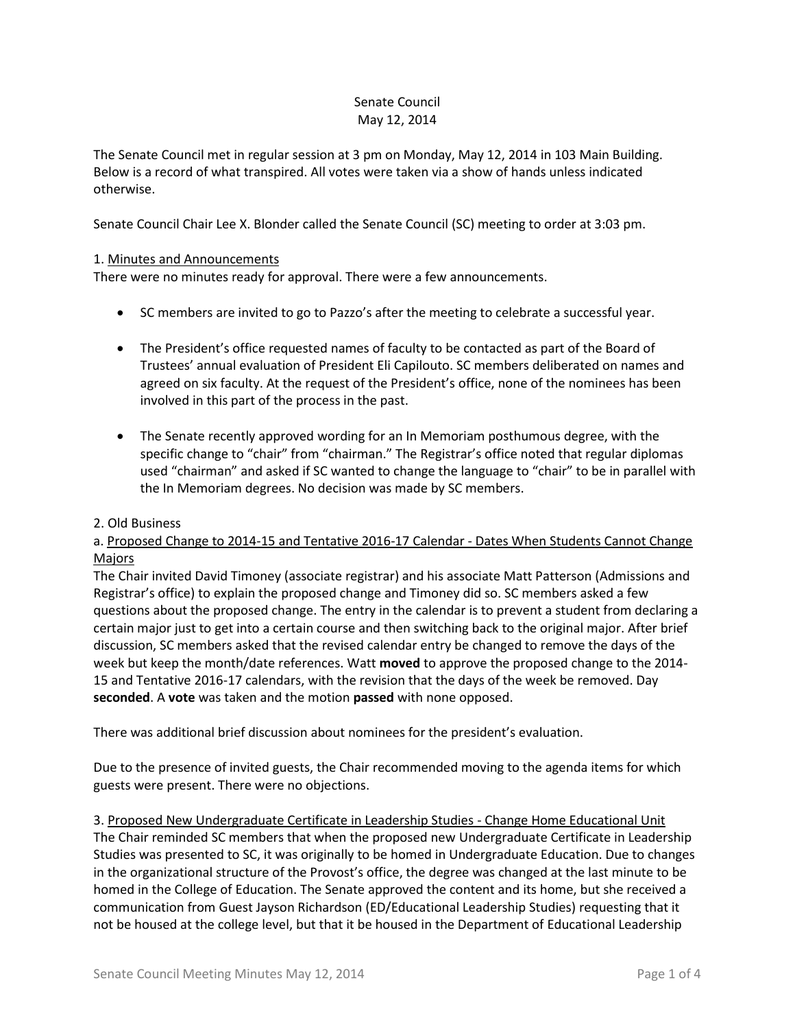Senate Council
May 12, 2014

The Senate Council met in regular session at 3 pm on Monday, May 12, 2014 in 103 Main Building. Below is a record of what transpired. All votes were taken via a show of hands unless indicated otherwise.

Senate Council Chair Lee X. Blonder called the Senate Council (SC) meeting to order at 3:03 pm.

1. Minutes and Announcements

There were no minutes ready for approval. There were a few announcements.

- SC members are invited to go to Pazzo's after the meeting to celebrate a successful year.
- The President's office requested names of faculty to be contacted as part of the Board of Trustees' annual evaluation of President Eli Capilouto. SC members deliberated on names and agreed on six faculty. At the request of the President's office, none of the nominees has been involved in this part of the process in the past.
- The Senate recently approved wording for an In Memoriam posthumous degree, with the specific change to "chair" from "chairman." The Registrar's office noted that regular diplomas used "chairman" and asked if SC wanted to change the language to "chair" to be in parallel with the In Memoriam degrees. No decision was made by SC members.

2. Old Business

a. Proposed Change to 2014-15 and Tentative 2016-17 Calendar - Dates When Students Cannot Change Majors

The Chair invited David Timoney (associate registrar) and his associate Matt Patterson (Admissions and Registrar's office) to explain the proposed change and Timoney did so. SC members asked a few questions about the proposed change. The entry in the calendar is to prevent a student from declaring a certain major just to get into a certain course and then switching back to the original major. After brief discussion, SC members asked that the revised calendar entry be changed to remove the days of the week but keep the month/date references. Watt **moved** to approve the proposed change to the 2014-15 and Tentative 2016-17 calendars, with the revision that the days of the week be removed. Day **seconded**. A **vote** was taken and the motion **passed** with none opposed.

There was additional brief discussion about nominees for the president's evaluation.

Due to the presence of invited guests, the Chair recommended moving to the agenda items for which guests were present. There were no objections.

3. Proposed New Undergraduate Certificate in Leadership Studies - Change Home Educational Unit

The Chair reminded SC members that when the proposed new Undergraduate Certificate in Leadership Studies was presented to SC, it was originally to be homed in Undergraduate Education. Due to changes in the organizational structure of the Provost's office, the degree was changed at the last minute to be homed in the College of Education. The Senate approved the content and its home, but she received a communication from Guest Jayson Richardson (ED/Educational Leadership Studies) requesting that it not be housed at the college level, but that it be housed in the Department of Educational Leadership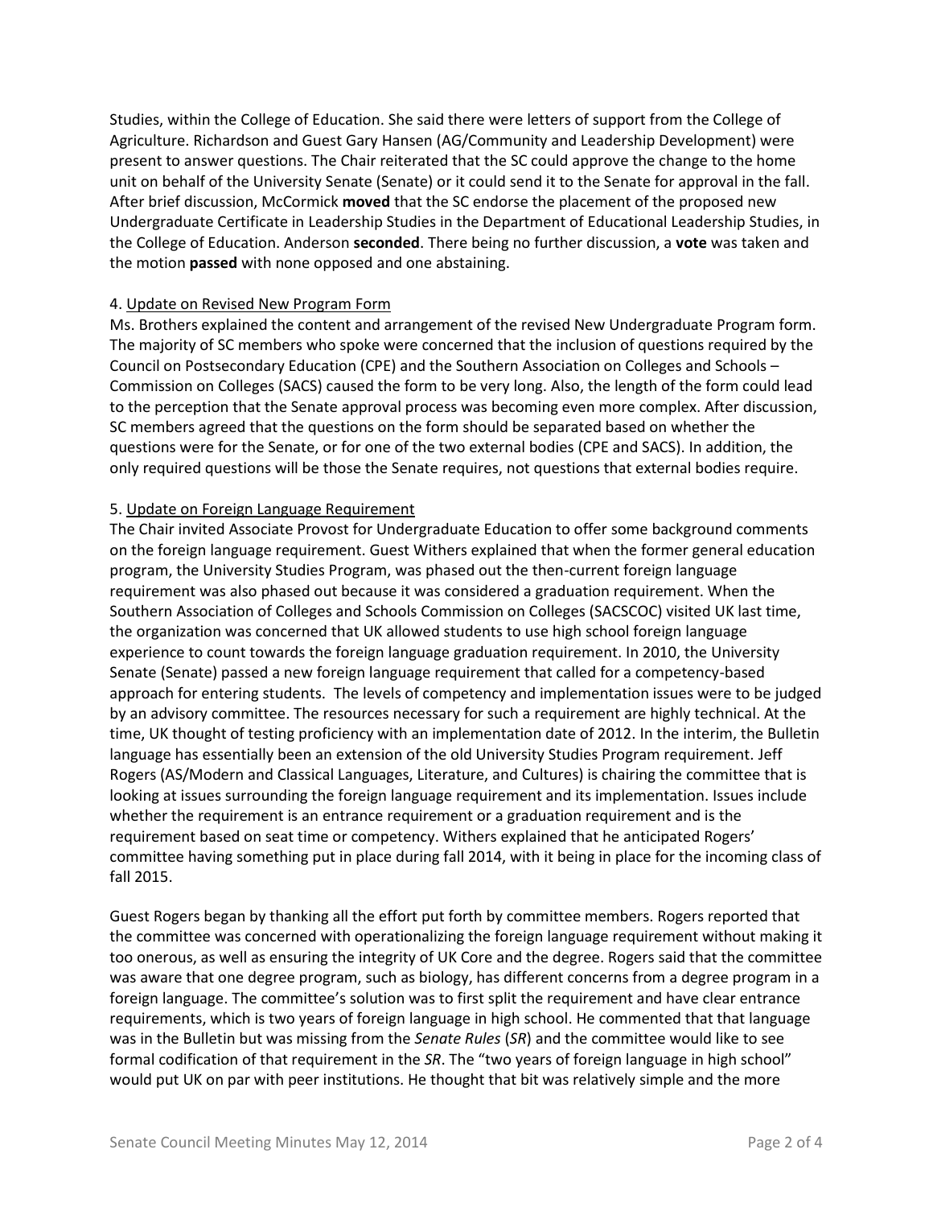Studies, within the College of Education. She said there were letters of support from the College of Agriculture. Richardson and Guest Gary Hansen (AG/Community and Leadership Development) were present to answer questions. The Chair reiterated that the SC could approve the change to the home unit on behalf of the University Senate (Senate) or it could send it to the Senate for approval in the fall. After brief discussion, McCormick **moved** that the SC endorse the placement of the proposed new Undergraduate Certificate in Leadership Studies in the Department of Educational Leadership Studies, in the College of Education. Anderson **seconded**. There being no further discussion, a **vote** was taken and the motion **passed** with none opposed and one abstaining.

4. <u>Update on Revised New Program Form</u>

Ms. Brothers explained the content and arrangement of the revised New Undergraduate Program form. The majority of SC members who spoke were concerned that the inclusion of questions required by the Council on Postsecondary Education (CPE) and the Southern Association on Colleges and Schools – Commission on Colleges (SACS) caused the form to be very long. Also, the length of the form could lead to the perception that the Senate approval process was becoming even more complex. After discussion, SC members agreed that the questions on the form should be separated based on whether the questions were for the Senate, or for one of the two external bodies (CPE and SACS). In addition, the only required questions will be those the Senate requires, not questions that external bodies require.

5. <u>Update on Foreign Language Requirement</u>

The Chair invited Associate Provost for Undergraduate Education to offer some background comments on the foreign language requirement. Guest Withers explained that when the former general education program, the University Studies Program, was phased out the then-current foreign language requirement was also phased out because it was considered a graduation requirement. When the Southern Association of Colleges and Schools Commission on Colleges (SACSCOC) visited UK last time, the organization was concerned that UK allowed students to use high school foreign language experience to count towards the foreign language graduation requirement. In 2010, the University Senate (Senate) passed a new foreign language requirement that called for a competency-based approach for entering students. The levels of competency and implementation issues were to be judged by an advisory committee. The resources necessary for such a requirement are highly technical. At the time, UK thought of testing proficiency with an implementation date of 2012. In the interim, the Bulletin language has essentially been an extension of the old University Studies Program requirement. Jeff Rogers (AS/Modern and Classical Languages, Literature, and Cultures) is chairing the committee that is looking at issues surrounding the foreign language requirement and its implementation. Issues include whether the requirement is an entrance requirement or a graduation requirement and is the requirement based on seat time or competency. Withers explained that he anticipated Rogers' committee having something put in place during fall 2014, with it being in place for the incoming class of fall 2015.

Guest Rogers began by thanking all the effort put forth by committee members. Rogers reported that the committee was concerned with operationalizing the foreign language requirement without making it too onerous, as well as ensuring the integrity of UK Core and the degree. Rogers said that the committee was aware that one degree program, such as biology, has different concerns from a degree program in a foreign language. The committee's solution was to first split the requirement and have clear entrance requirements, which is two years of foreign language in high school. He commented that that language was in the Bulletin but was missing from the *Senate Rules* (*SR*) and the committee would like to see formal codification of that requirement in the *SR*. The "two years of foreign language in high school" would put UK on par with peer institutions. He thought that bit was relatively simple and the more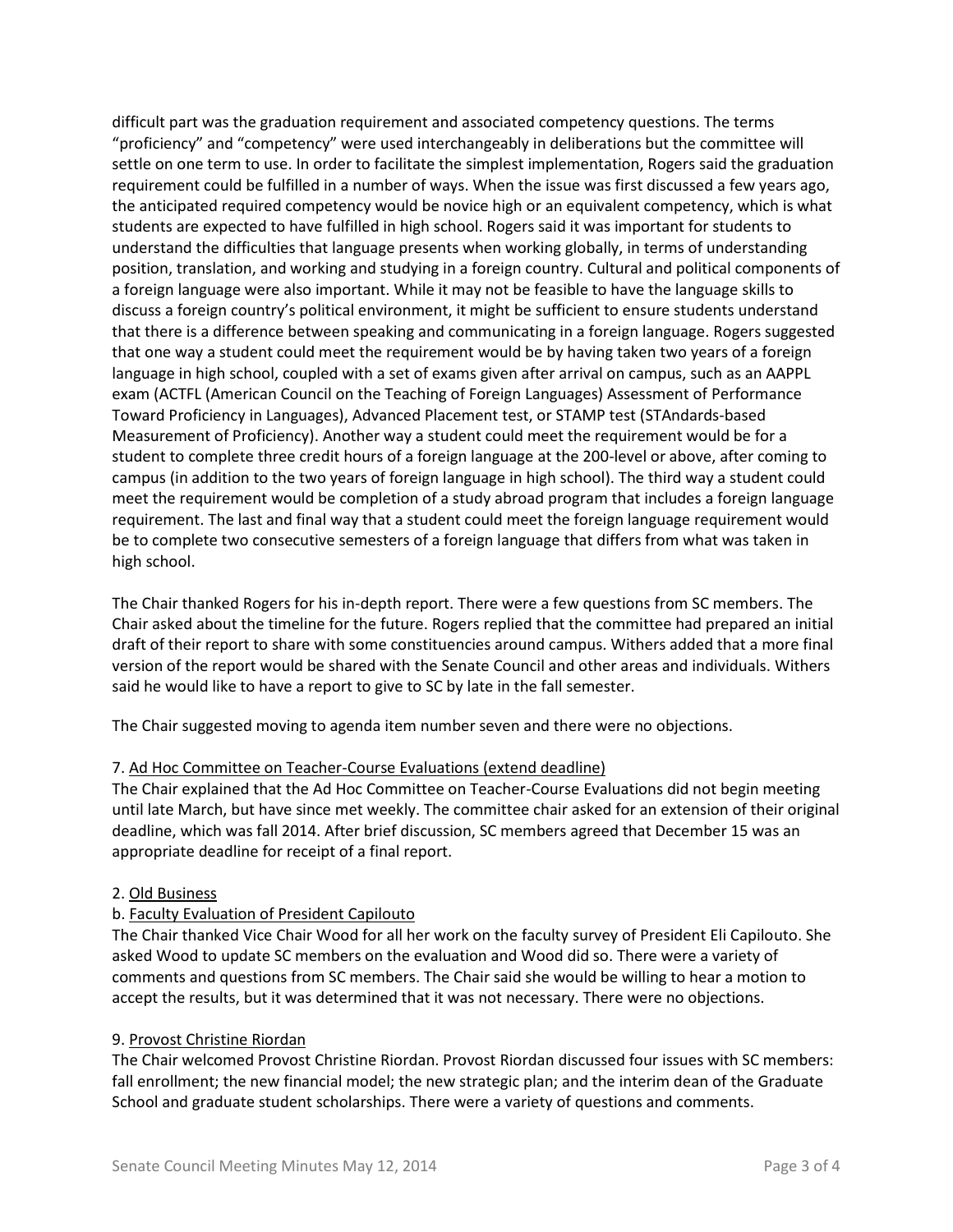difficult part was the graduation requirement and associated competency questions. The terms "proficiency" and "competency" were used interchangeably in deliberations but the committee will settle on one term to use. In order to facilitate the simplest implementation, Rogers said the graduation requirement could be fulfilled in a number of ways. When the issue was first discussed a few years ago, the anticipated required competency would be novice high or an equivalent competency, which is what students are expected to have fulfilled in high school. Rogers said it was important for students to understand the difficulties that language presents when working globally, in terms of understanding position, translation, and working and studying in a foreign country. Cultural and political components of a foreign language were also important. While it may not be feasible to have the language skills to discuss a foreign country's political environment, it might be sufficient to ensure students understand that there is a difference between speaking and communicating in a foreign language. Rogers suggested that one way a student could meet the requirement would be by having taken two years of a foreign language in high school, coupled with a set of exams given after arrival on campus, such as an AAPPL exam (ACTFL (American Council on the Teaching of Foreign Languages) Assessment of Performance Toward Proficiency in Languages), Advanced Placement test, or STAMP test (STAndards-based Measurement of Proficiency). Another way a student could meet the requirement would be for a student to complete three credit hours of a foreign language at the 200-level or above, after coming to campus (in addition to the two years of foreign language in high school). The third way a student could meet the requirement would be completion of a study abroad program that includes a foreign language requirement. The last and final way that a student could meet the foreign language requirement would be to complete two consecutive semesters of a foreign language that differs from what was taken in high school.

The Chair thanked Rogers for his in-depth report. There were a few questions from SC members. The Chair asked about the timeline for the future. Rogers replied that the committee had prepared an initial draft of their report to share with some constituencies around campus. Withers added that a more final version of the report would be shared with the Senate Council and other areas and individuals. Withers said he would like to have a report to give to SC by late in the fall semester.

The Chair suggested moving to agenda item number seven and there were no objections.

7. <u>Ad Hoc Committee on Teacher-Course Evaluations (extend deadline)</u>
The Chair explained that the Ad Hoc Committee on Teacher-Course Evaluations did not begin meeting until late March, but have since met weekly. The committee chair asked for an extension of their original deadline, which was fall 2014. After brief discussion, SC members agreed that December 15 was an appropriate deadline for receipt of a final report.

2. <u>Old Business</u>
b. <u>Faculty Evaluation of President Capilouto</u>
The Chair thanked Vice Chair Wood for all her work on the faculty survey of President Eli Capilouto. She asked Wood to update SC members on the evaluation and Wood did so. There were a variety of comments and questions from SC members. The Chair said she would be willing to hear a motion to accept the results, but it was determined that it was not necessary. There were no objections.

9. <u>Provost Christine Riordan</u>
The Chair welcomed Provost Christine Riordan. Provost Riordan discussed four issues with SC members: fall enrollment; the new financial model; the new strategic plan; and the interim dean of the Graduate School and graduate student scholarships. There were a variety of questions and comments.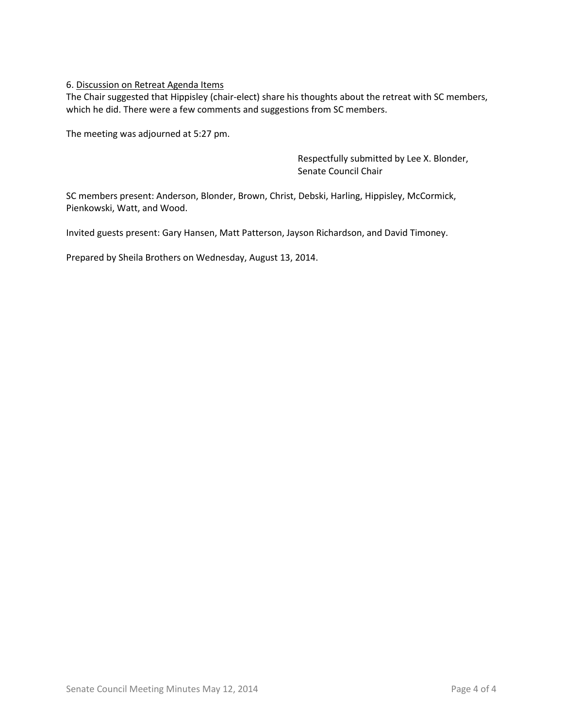6. Discussion on Retreat Agenda Items

The Chair suggested that Hippisley (chair-elect) share his thoughts about the retreat with SC members, which he did. There were a few comments and suggestions from SC members.

The meeting was adjourned at 5:27 pm.

Respectfully submitted by Lee X. Blonder,
Senate Council Chair

SC members present: Anderson, Blonder, Brown, Christ, Debski, Harling, Hippisley, McCormick, Pienkowski, Watt, and Wood.

Invited guests present: Gary Hansen, Matt Patterson, Jayson Richardson, and David Timoney.

Prepared by Sheila Brothers on Wednesday, August 13, 2014.